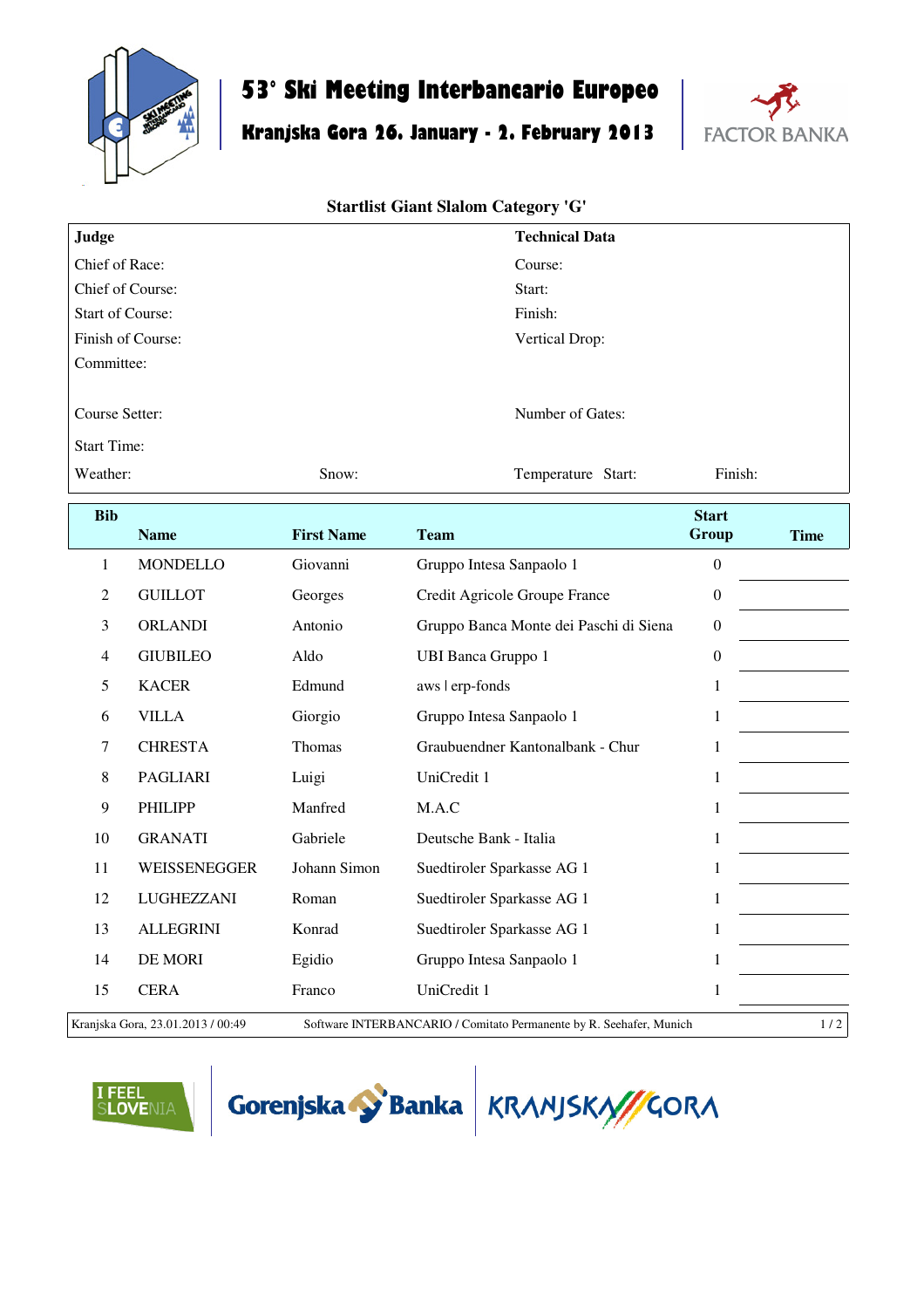# 53° Ski Meeting Interbancario Europeo

## Kranjska Gora 26. January - 2. February 2013

FACTOR BANKA

### Startlist Giant Slalom Category 'G'

| **Judge** | | **Technical Data** | |
|---|---|---|---|
| Chief of Race: | | Course: | |
| Chief of Course: | | Start: | |
| Start of Course: | | Finish: | |
| Finish of Course: | | Vertical Drop: | |
| Committee: | | | |
| Course Setter: | | Number of Gates: | |
| Start Time: | | | |
| Weather: | Snow: | Temperature Start: | Finish: |

| Bib | Name | First Name | Team | Start Group | Time |
|---|---|---|---|---|---|
| 1 | MONDELLO | Giovanni | Gruppo Intesa Sanpaolo 1 | 0 | |
| 2 | GUILLOT | Georges | Credit Agricole Groupe France | 0 | |
| 3 | ORLANDI | Antonio | Gruppo Banca Monte dei Paschi di Siena | 0 | |
| 4 | GIUBILEO | Aldo | UBI Banca Gruppo 1 | 0 | |
| 5 | KACER | Edmund | aws \| erp-fonds | 1 | |
| 6 | VILLA | Giorgio | Gruppo Intesa Sanpaolo 1 | 1 | |
| 7 | CHRESTA | Thomas | Graubuendner Kantonalbank - Chur | 1 | |
| 8 | PAGLIARI | Luigi | UniCredit 1 | 1 | |
| 9 | PHILIPP | Manfred | M.A.C | 1 | |
| 10 | GRANATI | Gabriele | Deutsche Bank - Italia | 1 | |
| 11 | WEISSENEGGER | Johann Simon | Suedtiroler Sparkasse AG 1 | 1 | |
| 12 | LUGHEZZANI | Roman | Suedtiroler Sparkasse AG 1 | 1 | |
| 13 | ALLEGRINI | Konrad | Suedtiroler Sparkasse AG 1 | 1 | |
| 14 | DE MORI | Egidio | Gruppo Intesa Sanpaolo 1 | 1 | |
| 15 | CERA | Franco | UniCredit 1 | 1 | |

Kranjska Gora, 23.01.2013 / 00:49 Software INTERBANCARIO / Comitato Permanente by R. Seehafer, Munich

I FEEL SLOVENIA Gorenjska Banka KRANJSKA GORA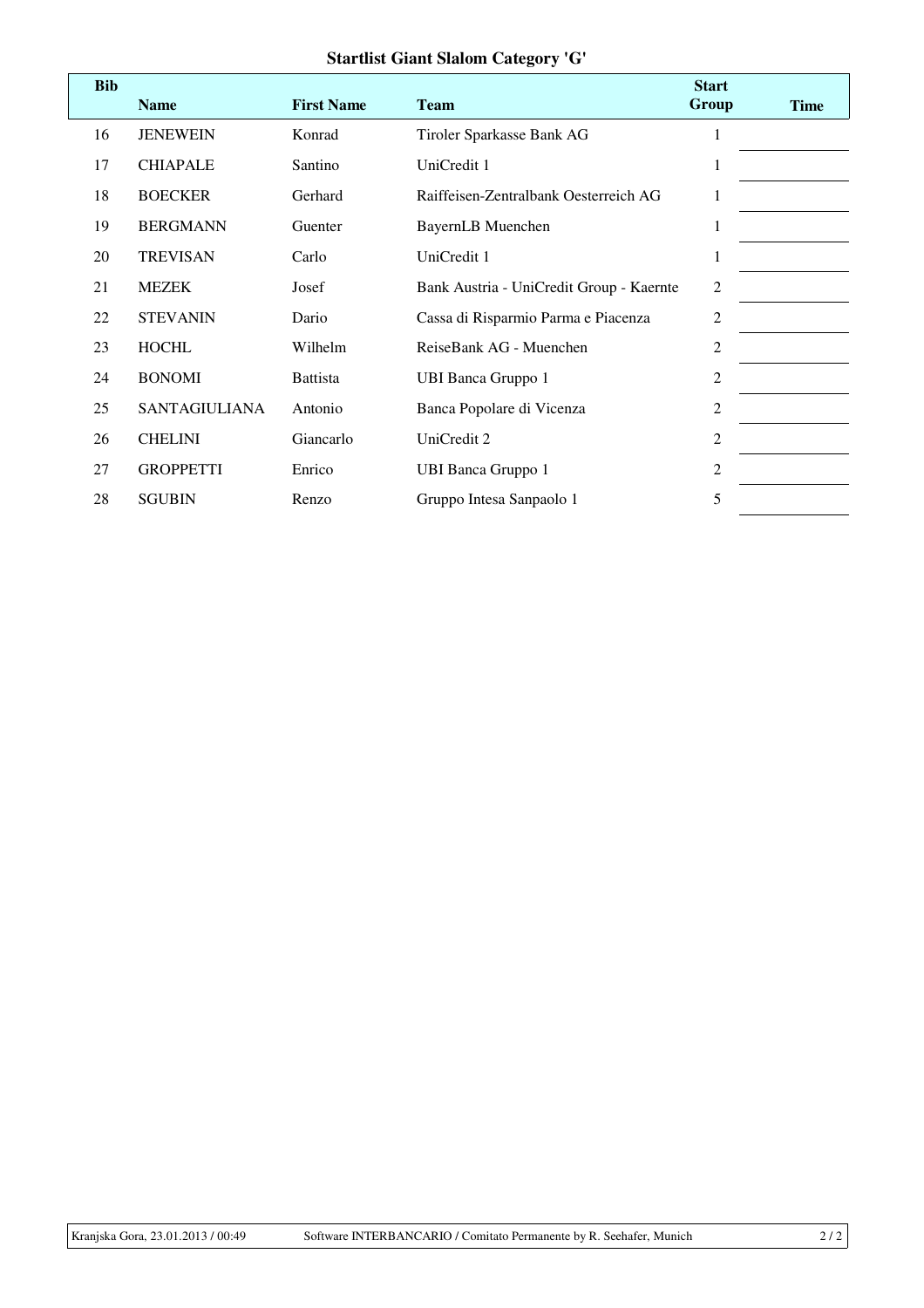**Startlist Giant Slalom Category 'G'**

| Bib | Name | First Name | Team | Start Group | Time |
|---|---|---|---|---|---|
| 16 | JENEWEIN | Konrad | Tiroler Sparkasse Bank AG | 1 | |
| 17 | CHIAPALE | Santino | UniCredit 1 | 1 | |
| 18 | BOECKER | Gerhard | Raiffeisen-Zentralbank Oesterreich AG | 1 | |
| 19 | BERGMANN | Guenter | BayernLB Muenchen | 1 | |
| 20 | TREVISAN | Carlo | UniCredit 1 | 1 | |
| 21 | MEZEK | Josef | Bank Austria - UniCredit Group - Kaernte | 2 | |
| 22 | STEVANIN | Dario | Cassa di Risparmio Parma e Piacenza | 2 | |
| 23 | HOCHL | Wilhelm | ReiseBank AG - Muenchen | 2 | |
| 24 | BONOMI | Battista | UBI Banca Gruppo 1 | 2 | |
| 25 | SANTAGIULIANA | Antonio | Banca Popolare di Vicenza | 2 | |
| 26 | CHELINI | Giancarlo | UniCredit 2 | 2 | |
| 27 | GROPPETTI | Enrico | UBI Banca Gruppo 1 | 2 | |
| 28 | SGUBIN | Renzo | Gruppo Intesa Sanpaolo 1 | 5 | |

Kranjska Gora, 23.01.2013 / 00:49 Software INTERBANCARIO / Comitato Permanente by R. Seehafer, Munich